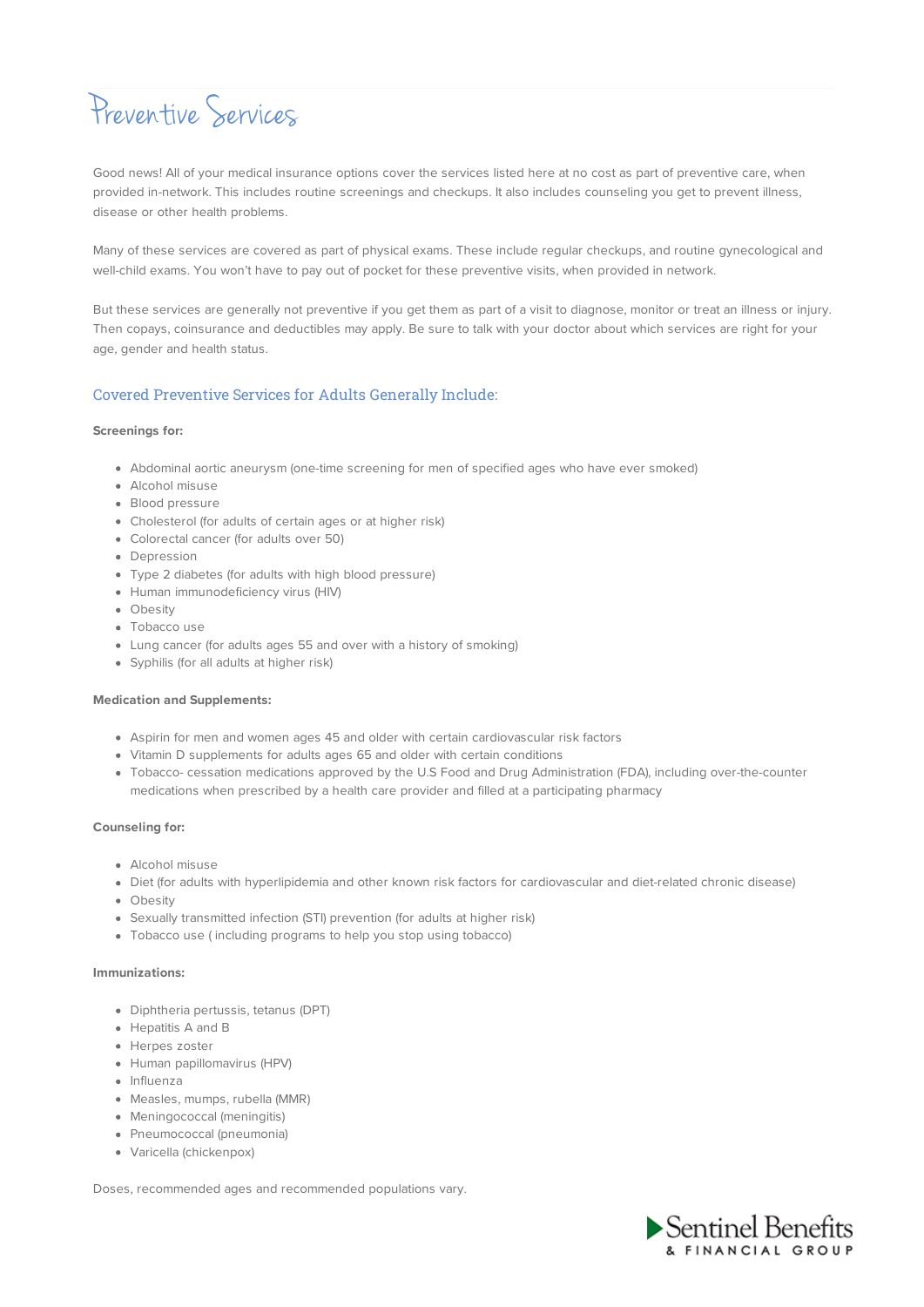# Preventive Services

Good news! All of your medical insurance options cover the services listed here at no cost as part of preventive care, when provided in-network. This includes routine screenings and checkups. It also includes counseling you get to prevent illness, disease or other health problems.

Many of these services are covered as part of physical exams. These include regular checkups, and routine gynecological and well-child exams. You won't have to pay out of pocket for these preventive visits, when provided in network.

But these services are generally not preventive if you get them as part of a visit to diagnose, monitor or treat an illness or injury. Then copays, coinsurance and deductibles may apply. Be sure to talk with your doctor about which services are right for your age, gender and health status.

## Covered Preventive Services for Adults Generally Include:

**Screenings for:**

- Abdominal aortic aneurysm (one-time screening for men of specified ages who have ever smoked)
- Alcohol misuse
- Blood pressure
- Cholesterol (for adults of certain ages or at higher risk)
- Colorectal cancer (for adults over 50)
- Depression
- Type 2 diabetes (for adults with high blood pressure)
- Human immunodeficiency virus (HIV)
- Obesity
- Tobacco use
- Lung cancer (for adults ages 55 and over with a history of smoking)
- Syphilis (for all adults at higher risk)

**Medication and Supplements:**

- Aspirin for men and women ages 45 and older with certain cardiovascular risk factors
- Vitamin D supplements for adults ages 65 and older with certain conditions
- Tobacco- cessation medications approved by the U.S Food and Drug Administration (FDA), including over-the-counter medications when prescribed by a health care provider and filled at a participating pharmacy

**Counseling for:**

- Alcohol misuse
- Diet (for adults with hyperlipidemia and other known risk factors for cardiovascular and diet-related chronic disease)
- Obesity
- Sexually transmitted infection (STI) prevention (for adults at higher risk)
- Tobacco use ( including programs to help you stop using tobacco)

**Immunizations:**

- Diphtheria pertussis, tetanus (DPT)
- Hepatitis A and B
- Herpes zoster
- Human papillomavirus (HPV)
- Influenza
- Measles, mumps, rubella (MMR)
- Meningococcal (meningitis)
- Pneumococcal (pneumonia)
- Varicella (chickenpox)

Doses, recommended ages and recommended populations vary.

Sentinel Benefits & Financial Group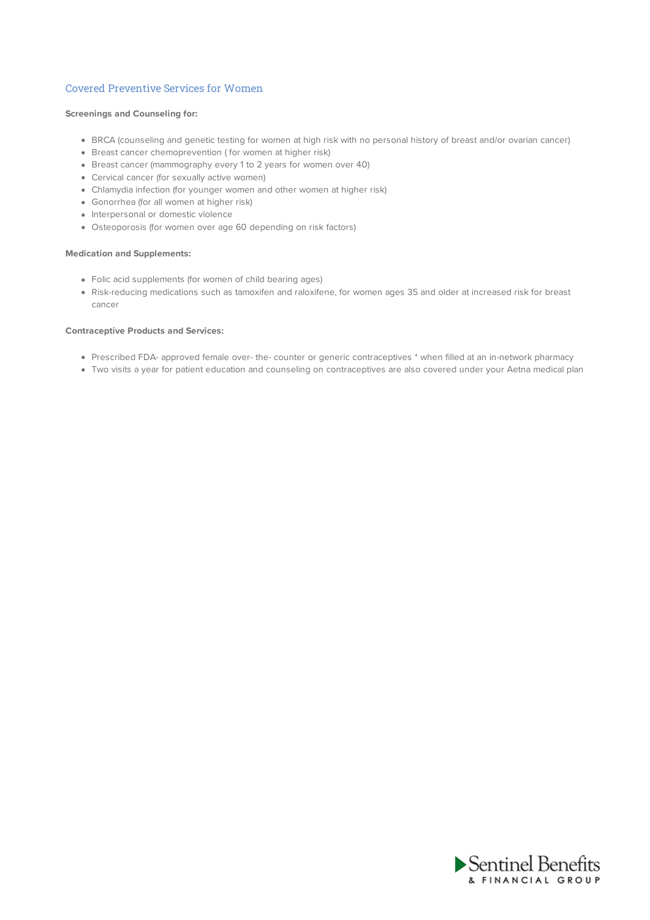## Covered Preventive Services for Women

**Screenings and Counseling for:**

- BRCA (counseling and genetic testing for women at high risk with no personal history of breast and/or ovarian cancer)
- Breast cancer chemoprevention ( for women at higher risk)
- Breast cancer (mammography every 1 to 2 years for women over 40)
- Cervical cancer (for sexually active women)
- Chlamydia infection (for younger women and other women at higher risk)
- Gonorrhea (for all women at higher risk)
- Interpersonal or domestic violence
- Osteoporosis (for women over age 60 depending on risk factors)

**Medication and Supplements:**

- Folic acid supplements (for women of child bearing ages)
- Risk-reducing medications such as tamoxifen and raloxifene, for women ages 35 and older at increased risk for breast cancer

**Contraceptive Products and Services:**

- Prescribed FDA- approved female over- the- counter or generic contraceptives * when filled at an in-network pharmacy
- Two visits a year for patient education and counseling on contraceptives are also covered under your Aetna medical plan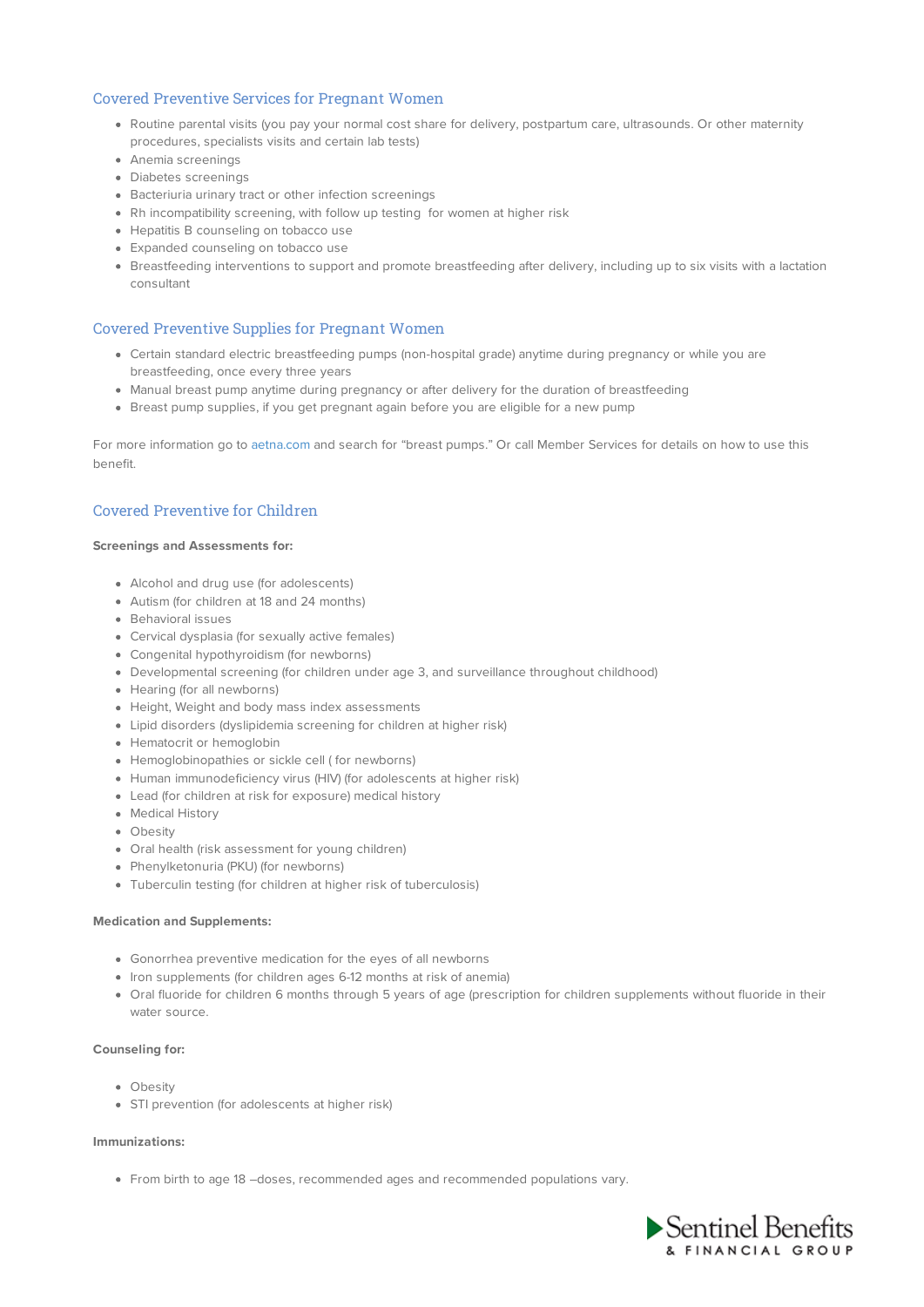## Covered Preventive Services for Pregnant Women

- Routine parental visits (you pay your normal cost share for delivery, postpartum care, ultrasounds. Or other maternity procedures, specialists visits and certain lab tests)
- Anemia screenings
- Diabetes screenings
- Bacteriuria urinary tract or other infection screenings
- Rh incompatibility screening, with follow up testing for women at higher risk
- Hepatitis B counseling on tobacco use
- Expanded counseling on tobacco use
- Breastfeeding interventions to support and promote breastfeeding after delivery, including up to six visits with a lactation consultant

## Covered Preventive Supplies for Pregnant Women

- Certain standard electric breastfeeding pumps (non-hospital grade) anytime during pregnancy or while you are breastfeeding, once every three years
- Manual breast pump anytime during pregnancy or after delivery for the duration of breastfeeding
- Breast pump supplies, if you get pregnant again before you are eligible for a new pump

For more information go to aetna.com and search for "breast pumps." Or call Member Services for details on how to use this benefit.

## Covered Preventive for Children

**Screenings and Assessments for:**

- Alcohol and drug use (for adolescents)
- Autism (for children at 18 and 24 months)
- Behavioral issues
- Cervical dysplasia (for sexually active females)
- Congenital hypothyroidism (for newborns)
- Developmental screening (for children under age 3, and surveillance throughout childhood)
- Hearing (for all newborns)
- Height, Weight and body mass index assessments
- Lipid disorders (dyslipidemia screening for children at higher risk)
- Hematocrit or hemoglobin
- Hemoglobinopathies or sickle cell ( for newborns)
- Human immunodeficiency virus (HIV) (for adolescents at higher risk)
- Lead (for children at risk for exposure) medical history
- Medical History
- Obesity
- Oral health (risk assessment for young children)
- Phenylketonuria (PKU) (for newborns)
- Tuberculin testing (for children at higher risk of tuberculosis)

**Medication and Supplements:**

- Gonorrhea preventive medication for the eyes of all newborns
- Iron supplements (for children ages 6-12 months at risk of anemia)
- Oral fluoride for children 6 months through 5 years of age (prescription for children supplements without fluoride in their water source.

**Counseling for:**

- Obesity
- STI prevention (for adolescents at higher risk)

**Immunizations:**

- From birth to age 18 –doses, recommended ages and recommended populations vary.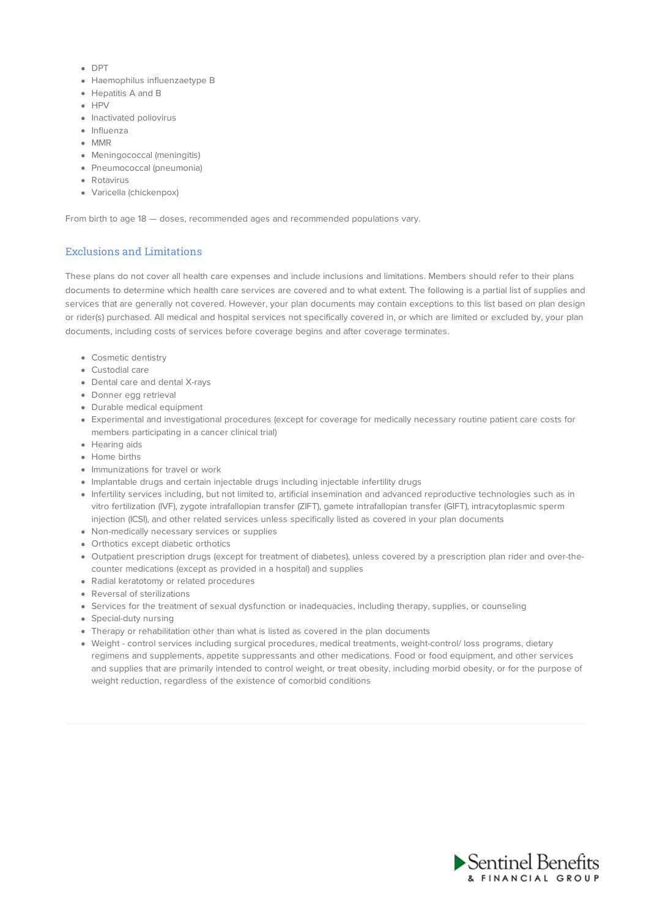- DPT
- Haemophilus influenzaetype B
- Hepatitis A and B
- HPV
- Inactivated poliovirus
- Influenza
- MMR
- Meningococcal (meningitis)
- Pneumococcal (pneumonia)
- Rotavirus
- Varicella (chickenpox)

From birth to age 18 — doses, recommended ages and recommended populations vary.

## Exclusions and Limitations

These plans do not cover all health care expenses and include inclusions and limitations. Members should refer to their plans documents to determine which health care services are covered and to what extent. The following is a partial list of supplies and services that are generally not covered. However, your plan documents may contain exceptions to this list based on plan design or rider(s) purchased. All medical and hospital services not specifically covered in, or which are limited or excluded by, your plan documents, including costs of services before coverage begins and after coverage terminates.

- Cosmetic dentistry
- Custodial care
- Dental care and dental X-rays
- Donner egg retrieval
- Durable medical equipment
- Experimental and investigational procedures (except for coverage for medically necessary routine patient care costs for members participating in a cancer clinical trial)
- Hearing aids
- Home births
- Immunizations for travel or work
- Implantable drugs and certain injectable drugs including injectable infertility drugs
- Infertility services including, but not limited to, artificial insemination and advanced reproductive technologies such as in vitro fertilization (IVF), zygote intrafallopian transfer (ZIFT), gamete intrafallopian transfer (GIFT), intracytoplasmic sperm injection (ICSI), and other related services unless specifically listed as covered in your plan documents
- Non-medically necessary services or supplies
- Orthotics except diabetic orthotics
- Outpatient prescription drugs (except for treatment of diabetes), unless covered by a prescription plan rider and over-the-counter medications (except as provided in a hospital) and supplies
- Radial keratotomy or related procedures
- Reversal of sterilizations
- Services for the treatment of sexual dysfunction or inadequacies, including therapy, supplies, or counseling
- Special-duty nursing
- Therapy or rehabilitation other than what is listed as covered in the plan documents
- Weight - control services including surgical procedures, medical treatments, weight-control/ loss programs, dietary regimens and supplements, appetite suppressants and other medications. Food or food equipment, and other services and supplies that are primarily intended to control weight, or treat obesity, including morbid obesity, or for the purpose of weight reduction, regardless of the existence of comorbid conditions